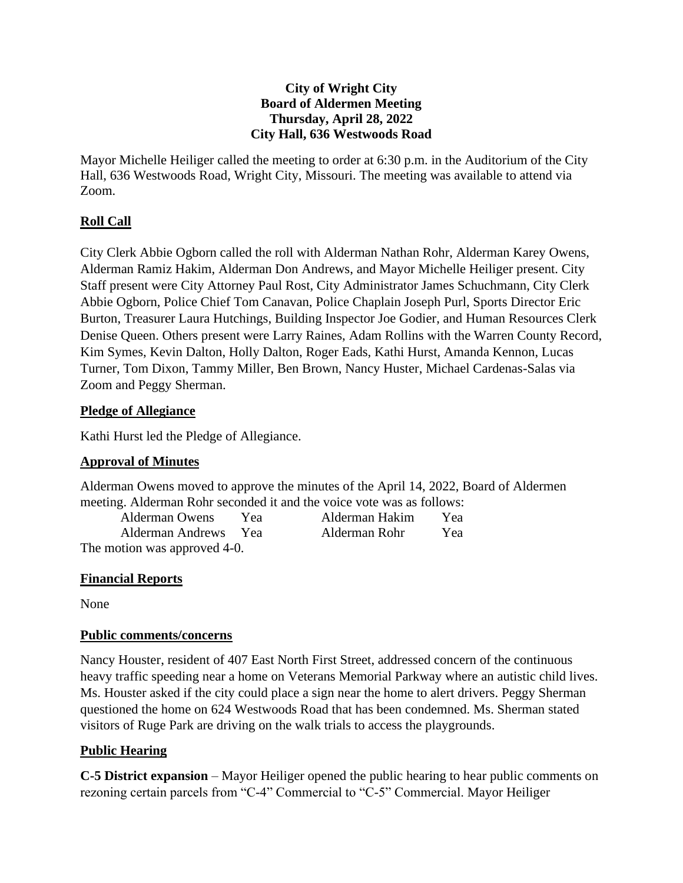**City of Wright City**
**Board of Aldermen Meeting**
**Thursday, April 28, 2022**
**City Hall, 636 Westwoods Road**

Mayor Michelle Heiliger called the meeting to order at 6:30 p.m. in the Auditorium of the City Hall, 636 Westwoods Road, Wright City, Missouri. The meeting was available to attend via Zoom.

## Roll Call

City Clerk Abbie Ogborn called the roll with Alderman Nathan Rohr, Alderman Karey Owens, Alderman Ramiz Hakim, Alderman Don Andrews, and Mayor Michelle Heiliger present. City Staff present were City Attorney Paul Rost, City Administrator James Schuchmann, City Clerk Abbie Ogborn, Police Chief Tom Canavan, Police Chaplain Joseph Purl, Sports Director Eric Burton, Treasurer Laura Hutchings, Building Inspector Joe Godier, and Human Resources Clerk Denise Queen. Others present were Larry Raines, Adam Rollins with the Warren County Record, Kim Symes, Kevin Dalton, Holly Dalton, Roger Eads, Kathi Hurst, Amanda Kennon, Lucas Turner, Tom Dixon, Tammy Miller, Ben Brown, Nancy Huster, Michael Cardenas-Salas via Zoom and Peggy Sherman.

## Pledge of Allegiance

Kathi Hurst led the Pledge of Allegiance.

## Approval of Minutes

Alderman Owens moved to approve the minutes of the April 14, 2022, Board of Aldermen meeting. Alderman Rohr seconded it and the voice vote was as follows:

| | | | |
|---|---|---|---|
| Alderman Owens | Yea | Alderman Hakim | Yea |
| Alderman Andrews | Yea | Alderman Rohr | Yea |

The motion was approved 4-0.

## Financial Reports

None

## Public comments/concerns

Nancy Houster, resident of 407 East North First Street, addressed concern of the continuous heavy traffic speeding near a home on Veterans Memorial Parkway where an autistic child lives. Ms. Houster asked if the city could place a sign near the home to alert drivers. Peggy Sherman questioned the home on 624 Westwoods Road that has been condemned. Ms. Sherman stated visitors of Ruge Park are driving on the walk trials to access the playgrounds.

## Public Hearing

**C-5 District expansion** – Mayor Heiliger opened the public hearing to hear public comments on rezoning certain parcels from "C-4" Commercial to "C-5" Commercial. Mayor Heiliger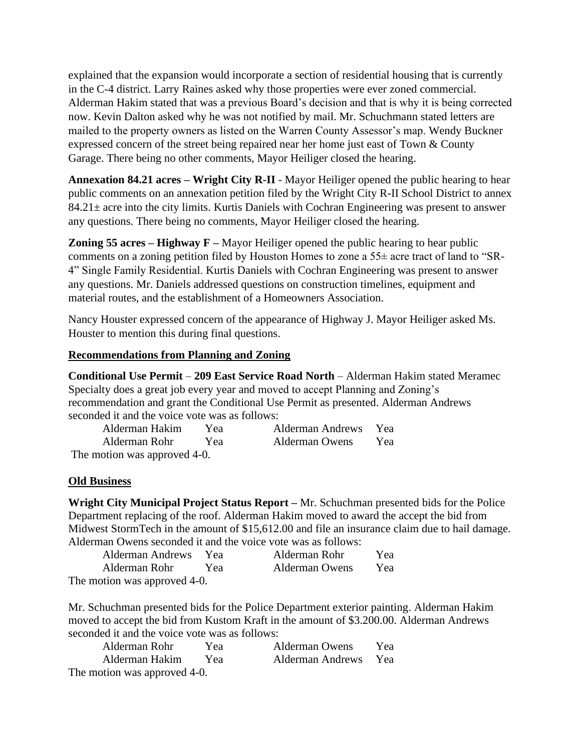explained that the expansion would incorporate a section of residential housing that is currently in the C-4 district. Larry Raines asked why those properties were ever zoned commercial. Alderman Hakim stated that was a previous Board's decision and that is why it is being corrected now. Kevin Dalton asked why he was not notified by mail. Mr. Schuchmann stated letters are mailed to the property owners as listed on the Warren County Assessor's map. Wendy Buckner expressed concern of the street being repaired near her home just east of Town & County Garage. There being no other comments, Mayor Heiliger closed the hearing.

**Annexation 84.21 acres – Wright City R-II** - Mayor Heiliger opened the public hearing to hear public comments on an annexation petition filed by the Wright City R-II School District to annex 84.21± acre into the city limits. Kurtis Daniels with Cochran Engineering was present to answer any questions. There being no comments, Mayor Heiliger closed the hearing.

**Zoning 55 acres – Highway F –** Mayor Heiliger opened the public hearing to hear public comments on a zoning petition filed by Houston Homes to zone a 55± acre tract of land to "SR-4" Single Family Residential. Kurtis Daniels with Cochran Engineering was present to answer any questions. Mr. Daniels addressed questions on construction timelines, equipment and material routes, and the establishment of a Homeowners Association.

Nancy Houster expressed concern of the appearance of Highway J. Mayor Heiliger asked Ms. Houster to mention this during final questions.

## Recommendations from Planning and Zoning

**Conditional Use Permit** – **209 East Service Road North** – Alderman Hakim stated Meramec Specialty does a great job every year and moved to accept Planning and Zoning's recommendation and grant the Conditional Use Permit as presented. Alderman Andrews seconded it and the voice vote was as follows:

| | | | |
|---|---|---|---|
| Alderman Hakim | Yea | Alderman Andrews | Yea |
| Alderman Rohr | Yea | Alderman Owens | Yea |

The motion was approved 4-0.

## Old Business

**Wright City Municipal Project Status Report –** Mr. Schuchman presented bids for the Police Department replacing of the roof. Alderman Hakim moved to award the accept the bid from Midwest StormTech in the amount of $15,612.00 and file an insurance claim due to hail damage. Alderman Owens seconded it and the voice vote was as follows:

| | | | |
|---|---|---|---|
| Alderman Andrews | Yea | Alderman Rohr | Yea |
| Alderman Rohr | Yea | Alderman Owens | Yea |

The motion was approved 4-0.

Mr. Schuchman presented bids for the Police Department exterior painting. Alderman Hakim moved to accept the bid from Kustom Kraft in the amount of $3.200.00. Alderman Andrews seconded it and the voice vote was as follows:

| | | | |
|---|---|---|---|
| Alderman Rohr | Yea | Alderman Owens | Yea |
| Alderman Hakim | Yea | Alderman Andrews | Yea |

The motion was approved 4-0.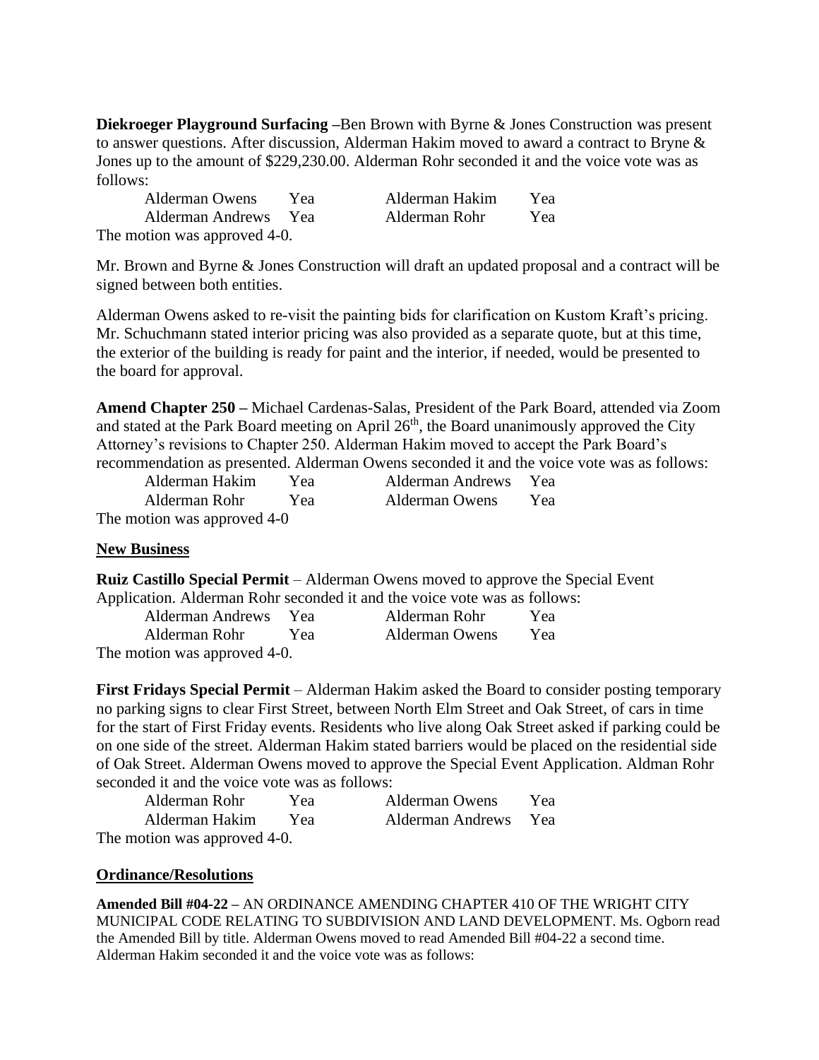**Diekroeger Playground Surfacing** –Ben Brown with Byrne & Jones Construction was present to answer questions. After discussion, Alderman Hakim moved to award a contract to Bryne & Jones up to the amount of $229,230.00. Alderman Rohr seconded it and the voice vote was as follows:

| | | | |
|---|---|---|---|
| Alderman Owens | Yea | Alderman Hakim | Yea |
| Alderman Andrews | Yea | Alderman Rohr | Yea |

The motion was approved 4-0.

Mr. Brown and Byrne & Jones Construction will draft an updated proposal and a contract will be signed between both entities.

Alderman Owens asked to re-visit the painting bids for clarification on Kustom Kraft's pricing. Mr. Schuchmann stated interior pricing was also provided as a separate quote, but at this time, the exterior of the building is ready for paint and the interior, if needed, would be presented to the board for approval.

**Amend Chapter 250 –** Michael Cardenas-Salas, President of the Park Board, attended via Zoom and stated at the Park Board meeting on April 26th, the Board unanimously approved the City Attorney's revisions to Chapter 250. Alderman Hakim moved to accept the Park Board's recommendation as presented. Alderman Owens seconded it and the voice vote was as follows:

| | | | |
|---|---|---|---|
| Alderman Hakim | Yea | Alderman Andrews | Yea |
| Alderman Rohr | Yea | Alderman Owens | Yea |

The motion was approved 4-0

## New Business

**Ruiz Castillo Special Permit** – Alderman Owens moved to approve the Special Event Application. Alderman Rohr seconded it and the voice vote was as follows:

| | | | |
|---|---|---|---|
| Alderman Andrews | Yea | Alderman Rohr | Yea |
| Alderman Rohr | Yea | Alderman Owens | Yea |

The motion was approved 4-0.

**First Fridays Special Permit** – Alderman Hakim asked the Board to consider posting temporary no parking signs to clear First Street, between North Elm Street and Oak Street, of cars in time for the start of First Friday events. Residents who live along Oak Street asked if parking could be on one side of the street. Alderman Hakim stated barriers would be placed on the residential side of Oak Street. Alderman Owens moved to approve the Special Event Application. Aldman Rohr seconded it and the voice vote was as follows:

| | | | |
|---|---|---|---|
| Alderman Rohr | Yea | Alderman Owens | Yea |
| Alderman Hakim | Yea | Alderman Andrews | Yea |

The motion was approved 4-0.

## Ordinance/Resolutions

**Amended Bill #04-22 –** AN ORDINANCE AMENDING CHAPTER 410 OF THE WRIGHT CITY MUNICIPAL CODE RELATING TO SUBDIVISION AND LAND DEVELOPMENT. Ms. Ogborn read the Amended Bill by title. Alderman Owens moved to read Amended Bill #04-22 a second time. Alderman Hakim seconded it and the voice vote was as follows: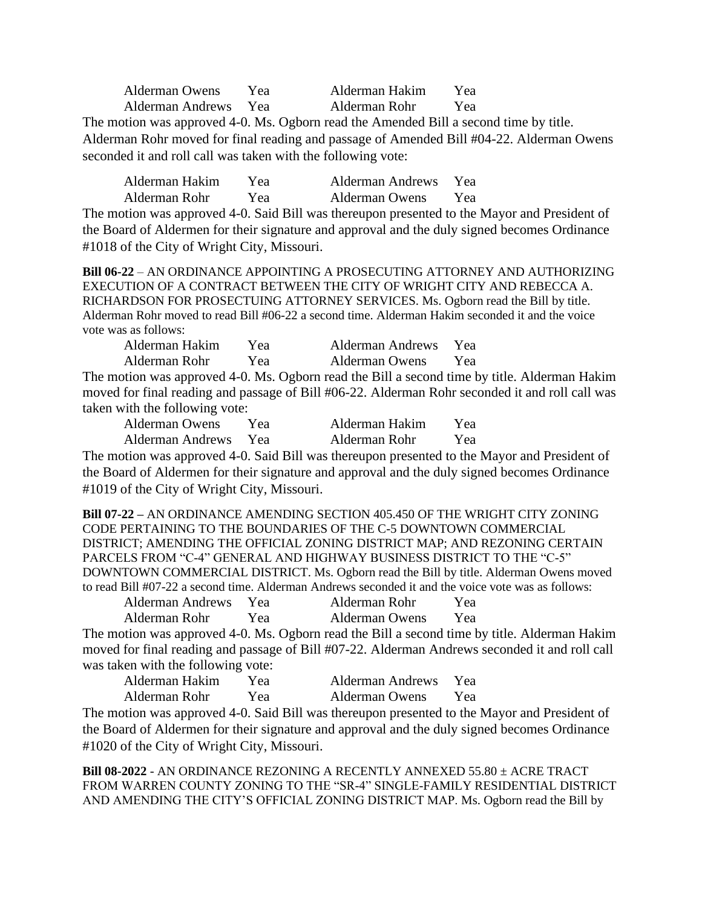| | | | |
|---|---|---|---|
| Alderman Owens | Yea | Alderman Hakim | Yea |
| Alderman Andrews | Yea | Alderman Rohr | Yea |

The motion was approved 4-0. Ms. Ogborn read the Amended Bill a second time by title. Alderman Rohr moved for final reading and passage of Amended Bill #04-22. Alderman Owens seconded it and roll call was taken with the following vote:

| | | | |
|---|---|---|---|
| Alderman Hakim | Yea | Alderman Andrews | Yea |
| Alderman Rohr | Yea | Alderman Owens | Yea |

The motion was approved 4-0. Said Bill was thereupon presented to the Mayor and President of the Board of Aldermen for their signature and approval and the duly signed becomes Ordinance #1018 of the City of Wright City, Missouri.

**Bill 06-22** – AN ORDINANCE APPOINTING A PROSECUTING ATTORNEY AND AUTHORIZING EXECUTION OF A CONTRACT BETWEEN THE CITY OF WRIGHT CITY AND REBECCA A. RICHARDSON FOR PROSECTUING ATTORNEY SERVICES. Ms. Ogborn read the Bill by title. Alderman Rohr moved to read Bill #06-22 a second time. Alderman Hakim seconded it and the voice vote was as follows:

| | | | |
|---|---|---|---|
| Alderman Hakim | Yea | Alderman Andrews | Yea |
| Alderman Rohr | Yea | Alderman Owens | Yea |

The motion was approved 4-0. Ms. Ogborn read the Bill a second time by title. Alderman Hakim moved for final reading and passage of Bill #06-22. Alderman Rohr seconded it and roll call was taken with the following vote:

| | | | |
|---|---|---|---|
| Alderman Owens | Yea | Alderman Hakim | Yea |
| Alderman Andrews | Yea | Alderman Rohr | Yea |

The motion was approved 4-0. Said Bill was thereupon presented to the Mayor and President of the Board of Aldermen for their signature and approval and the duly signed becomes Ordinance #1019 of the City of Wright City, Missouri.

**Bill 07-22 –** AN ORDINANCE AMENDING SECTION 405.450 OF THE WRIGHT CITY ZONING CODE PERTAINING TO THE BOUNDARIES OF THE C-5 DOWNTOWN COMMERCIAL DISTRICT; AMENDING THE OFFICIAL ZONING DISTRICT MAP; AND REZONING CERTAIN PARCELS FROM "C-4" GENERAL AND HIGHWAY BUSINESS DISTRICT TO THE "C-5" DOWNTOWN COMMERCIAL DISTRICT. Ms. Ogborn read the Bill by title. Alderman Owens moved to read Bill #07-22 a second time. Alderman Andrews seconded it and the voice vote was as follows:

| | | | |
|---|---|---|---|
| Alderman Andrews | Yea | Alderman Rohr | Yea |
| Alderman Rohr | Yea | Alderman Owens | Yea |

The motion was approved 4-0. Ms. Ogborn read the Bill a second time by title. Alderman Hakim moved for final reading and passage of Bill #07-22. Alderman Andrews seconded it and roll call was taken with the following vote:

| | | | |
|---|---|---|---|
| Alderman Hakim | Yea | Alderman Andrews | Yea |
| Alderman Rohr | Yea | Alderman Owens | Yea |

The motion was approved 4-0. Said Bill was thereupon presented to the Mayor and President of the Board of Aldermen for their signature and approval and the duly signed becomes Ordinance #1020 of the City of Wright City, Missouri.

**Bill 08-2022** - AN ORDINANCE REZONING A RECENTLY ANNEXED 55.80 ± ACRE TRACT FROM WARREN COUNTY ZONING TO THE "SR-4" SINGLE-FAMILY RESIDENTIAL DISTRICT AND AMENDING THE CITY'S OFFICIAL ZONING DISTRICT MAP. Ms. Ogborn read the Bill by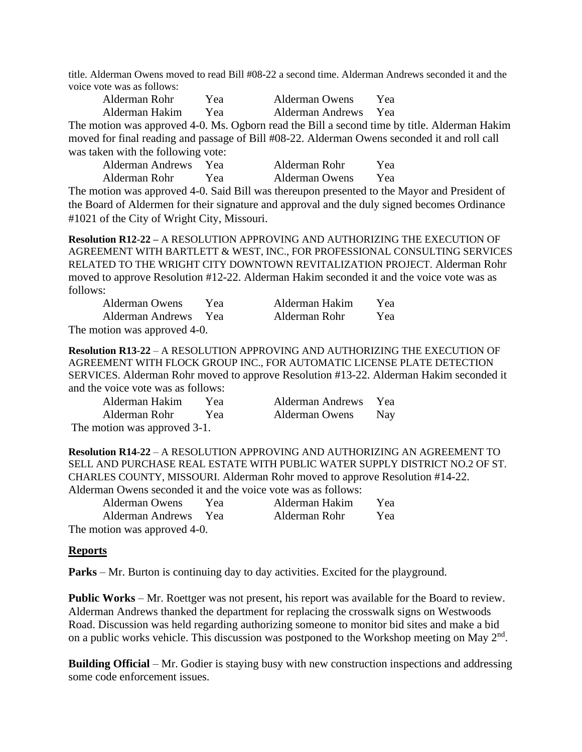title. Alderman Owens moved to read Bill #08-22 a second time. Alderman Andrews seconded it and the voice vote was as follows:

| | | | |
|---|---|---|---|
| Alderman Rohr | Yea | Alderman Owens | Yea |
| Alderman Hakim | Yea | Alderman Andrews | Yea |

The motion was approved 4-0. Ms. Ogborn read the Bill a second time by title. Alderman Hakim moved for final reading and passage of Bill #08-22. Alderman Owens seconded it and roll call was taken with the following vote:

| | | | |
|---|---|---|---|
| Alderman Andrews | Yea | Alderman Rohr | Yea |
| Alderman Rohr | Yea | Alderman Owens | Yea |

The motion was approved 4-0. Said Bill was thereupon presented to the Mayor and President of the Board of Aldermen for their signature and approval and the duly signed becomes Ordinance #1021 of the City of Wright City, Missouri.

**Resolution R12-22 –** A RESOLUTION APPROVING AND AUTHORIZING THE EXECUTION OF AGREEMENT WITH BARTLETT & WEST, INC., FOR PROFESSIONAL CONSULTING SERVICES RELATED TO THE WRIGHT CITY DOWNTOWN REVITALIZATION PROJECT. Alderman Rohr moved to approve Resolution #12-22. Alderman Hakim seconded it and the voice vote was as follows:

| | | | |
|---|---|---|---|
| Alderman Owens | Yea | Alderman Hakim | Yea |
| Alderman Andrews | Yea | Alderman Rohr | Yea |

The motion was approved 4-0.

**Resolution R13-22** – A RESOLUTION APPROVING AND AUTHORIZING THE EXECUTION OF AGREEMENT WITH FLOCK GROUP INC., FOR AUTOMATIC LICENSE PLATE DETECTION SERVICES. Alderman Rohr moved to approve Resolution #13-22. Alderman Hakim seconded it and the voice vote was as follows:

| | | | |
|---|---|---|---|
| Alderman Hakim | Yea | Alderman Andrews | Yea |
| Alderman Rohr | Yea | Alderman Owens | Nay |

The motion was approved 3-1.

**Resolution R14-22** – A RESOLUTION APPROVING AND AUTHORIZING AN AGREEMENT TO SELL AND PURCHASE REAL ESTATE WITH PUBLIC WATER SUPPLY DISTRICT NO.2 OF ST. CHARLES COUNTY, MISSOURI. Alderman Rohr moved to approve Resolution #14-22. Alderman Owens seconded it and the voice vote was as follows:

| | | | |
|---|---|---|---|
| Alderman Owens | Yea | Alderman Hakim | Yea |
| Alderman Andrews | Yea | Alderman Rohr | Yea |

The motion was approved 4-0.

## Reports

**Parks** – Mr. Burton is continuing day to day activities. Excited for the playground.

**Public Works** – Mr. Roettger was not present, his report was available for the Board to review. Alderman Andrews thanked the department for replacing the crosswalk signs on Westwoods Road. Discussion was held regarding authorizing someone to monitor bid sites and make a bid on a public works vehicle. This discussion was postponed to the Workshop meeting on May 2nd.

**Building Official** – Mr. Godier is staying busy with new construction inspections and addressing some code enforcement issues.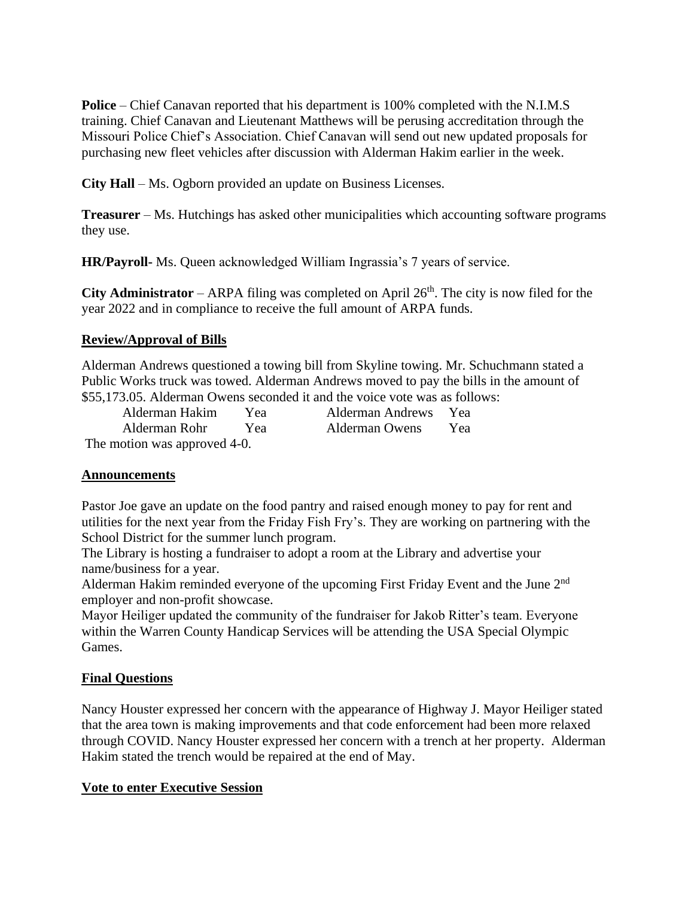**Police** – Chief Canavan reported that his department is 100% completed with the N.I.M.S training. Chief Canavan and Lieutenant Matthews will be perusing accreditation through the Missouri Police Chief's Association. Chief Canavan will send out new updated proposals for purchasing new fleet vehicles after discussion with Alderman Hakim earlier in the week.

**City Hall** – Ms. Ogborn provided an update on Business Licenses.

**Treasurer** – Ms. Hutchings has asked other municipalities which accounting software programs they use.

**HR/Payroll-** Ms. Queen acknowledged William Ingrassia's 7 years of service.

**City Administrator** – ARPA filing was completed on April 26th. The city is now filed for the year 2022 and in compliance to receive the full amount of ARPA funds.

## Review/Approval of Bills

Alderman Andrews questioned a towing bill from Skyline towing. Mr. Schuchmann stated a Public Works truck was towed. Alderman Andrews moved to pay the bills in the amount of $55,173.05. Alderman Owens seconded it and the voice vote was as follows:

| | | | |
|---|---|---|---|
| Alderman Hakim | Yea | Alderman Andrews | Yea |
| Alderman Rohr | Yea | Alderman Owens | Yea |

The motion was approved 4-0.

## Announcements

Pastor Joe gave an update on the food pantry and raised enough money to pay for rent and utilities for the next year from the Friday Fish Fry's. They are working on partnering with the School District for the summer lunch program.
The Library is hosting a fundraiser to adopt a room at the Library and advertise your name/business for a year.
Alderman Hakim reminded everyone of the upcoming First Friday Event and the June 2nd employer and non-profit showcase.
Mayor Heiliger updated the community of the fundraiser for Jakob Ritter's team. Everyone within the Warren County Handicap Services will be attending the USA Special Olympic Games.

## Final Questions

Nancy Houster expressed her concern with the appearance of Highway J. Mayor Heiliger stated that the area town is making improvements and that code enforcement had been more relaxed through COVID. Nancy Houster expressed her concern with a trench at her property. Alderman Hakim stated the trench would be repaired at the end of May.

## Vote to enter Executive Session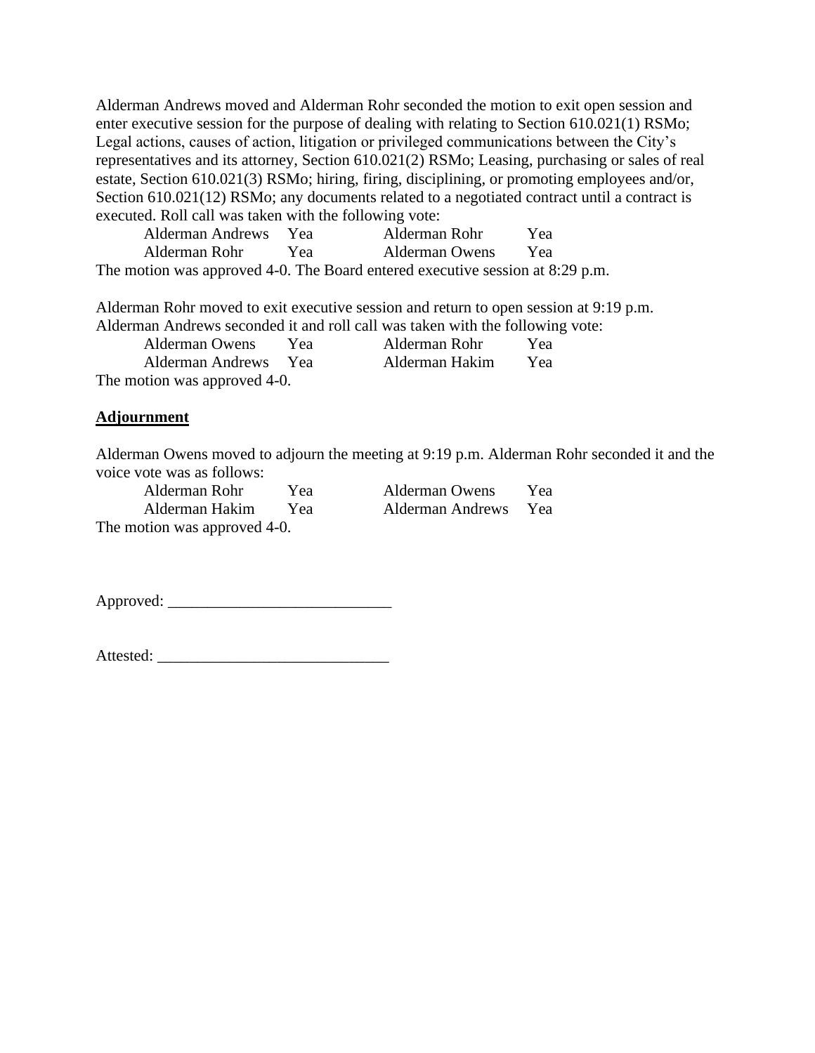Alderman Andrews moved and Alderman Rohr seconded the motion to exit open session and enter executive session for the purpose of dealing with relating to Section 610.021(1) RSMo; Legal actions, causes of action, litigation or privileged communications between the City's representatives and its attorney, Section 610.021(2) RSMo; Leasing, purchasing or sales of real estate, Section 610.021(3) RSMo; hiring, firing, disciplining, or promoting employees and/or, Section 610.021(12) RSMo; any documents related to a negotiated contract until a contract is executed. Roll call was taken with the following vote:

| | | | |
|---|---|---|---|
| Alderman Andrews | Yea | Alderman Rohr | Yea |
| Alderman Rohr | Yea | Alderman Owens | Yea |

The motion was approved 4-0. The Board entered executive session at 8:29 p.m.

Alderman Rohr moved to exit executive session and return to open session at 9:19 p.m. Alderman Andrews seconded it and roll call was taken with the following vote:

| | | | |
|---|---|---|---|
| Alderman Owens | Yea | Alderman Rohr | Yea |
| Alderman Andrews | Yea | Alderman Hakim | Yea |

The motion was approved 4-0.

**Adjournment**

Alderman Owens moved to adjourn the meeting at 9:19 p.m. Alderman Rohr seconded it and the voice vote was as follows:

| | | | |
|---|---|---|---|
| Alderman Rohr | Yea | Alderman Owens | Yea |
| Alderman Hakim | Yea | Alderman Andrews | Yea |

The motion was approved 4-0.

Approved: ____________________________

Attested: _____________________________